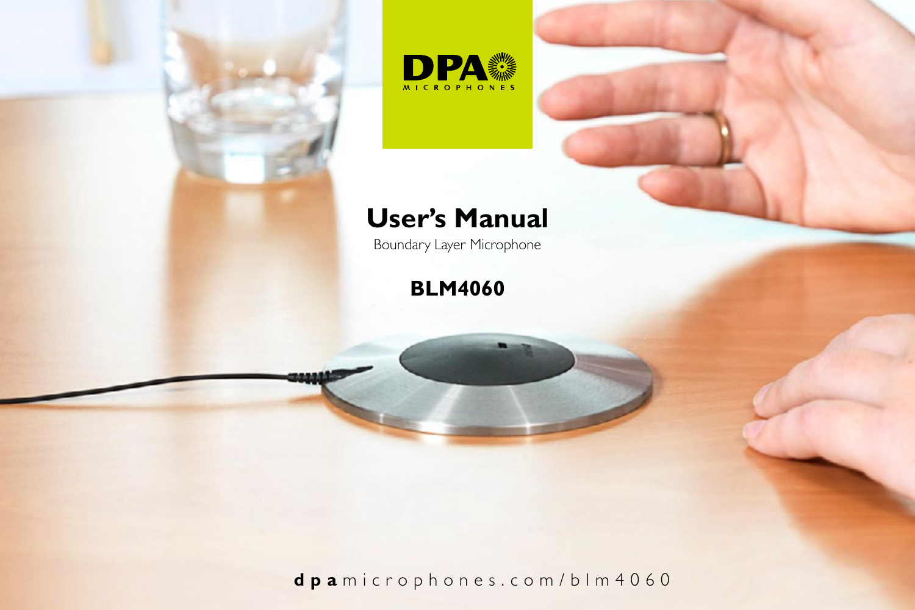DPA MICROPHONES

# User's Manual

Boundary Layer Microphone

## BLM4060

**dpa**microphones.com/blm4060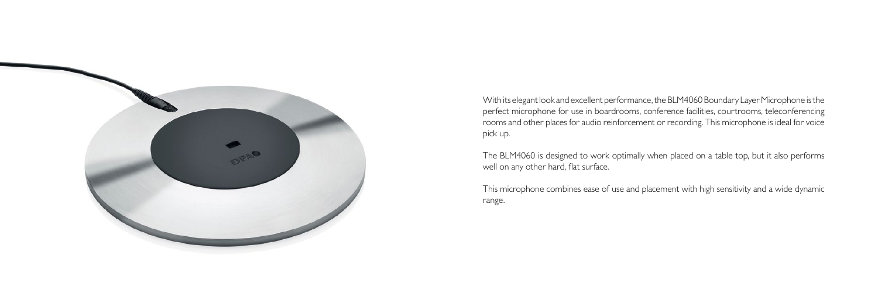With its elegant look and excellent performance, the BLM4060 Boundary Layer Microphone is the perfect microphone for use in boardrooms, conference facilities, courtrooms, teleconferencing rooms and other places for audio reinforcement or recording. This microphone is ideal for voice pick up.

The BLM4060 is designed to work optimally when placed on a table top, but it also performs well on any other hard, flat surface.

This microphone combines ease of use and placement with high sensitivity and a wide dynamic range.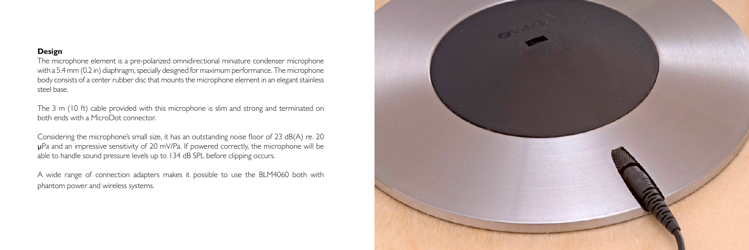**Design**

The microphone element is a pre-polarized omnidirectional miniature condenser microphone with a 5.4 mm (0.2 in) diaphragm, specially designed for maximum performance. The microphone body consists of a center rubber disc that mounts the microphone element in an elegant stainless steel base.

The 3 m (10 ft) cable provided with this microphone is slim and strong and terminated on both ends with a MicroDot connector.

Considering the microphone's small size, it has an outstanding noise floor of 23 dB(A) re. 20 µPa and an impressive sensitivity of 20 mV/Pa. If powered correctly, the microphone will be able to handle sound pressure levels up to 134 dB SPL before clipping occurs.

A wide range of connection adapters makes it possible to use the BLM4060 both with phantom power and wireless systems.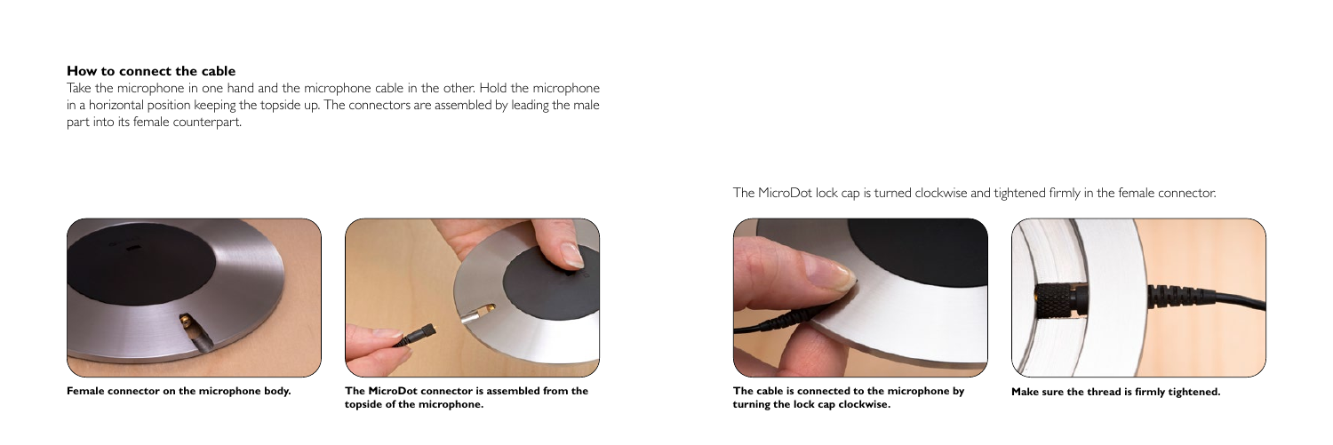### How to connect the cable

Take the microphone in one hand and the microphone cable in the other. Hold the microphone in a horizontal position keeping the topside up. The connectors are assembled by leading the male part into its female counterpart.

**Female connector on the microphone body.**

**The MicroDot connector is assembled from the topside of the microphone.**

The MicroDot lock cap is turned clockwise and tightened firmly in the female connector.

**The cable is connected to the microphone by turning the lock cap clockwise.**

**Make sure the thread is firmly tightened.**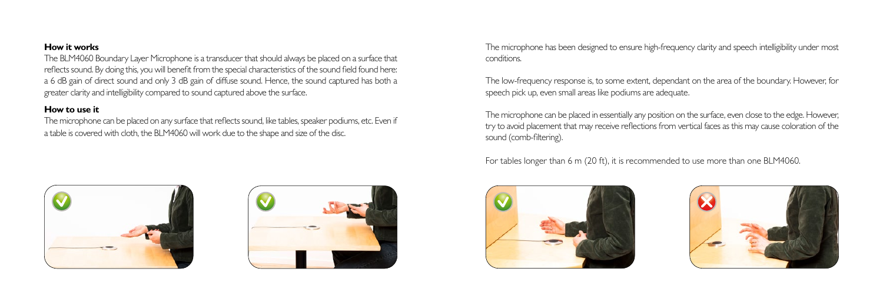### How it works

The BLM4060 Boundary Layer Microphone is a transducer that should always be placed on a surface that reflects sound. By doing this, you will benefit from the special characteristics of the sound field found here: a 6 dB gain of direct sound and only 3 dB gain of diffuse sound. Hence, the sound captured has both a greater clarity and intelligibility compared to sound captured above the surface.

### How to use it

The microphone can be placed on any surface that reflects sound, like tables, speaker podiums, etc. Even if a table is covered with cloth, the BLM4060 will work due to the shape and size of the disc.

The microphone has been designed to ensure high-frequency clarity and speech intelligibility under most conditions.

The low-frequency response is, to some extent, dependant on the area of the boundary. However, for speech pick up, even small areas like podiums are adequate.

The microphone can be placed in essentially any position on the surface, even close to the edge. However, try to avoid placement that may receive reflections from vertical faces as this may cause coloration of the sound (comb-filtering).

For tables longer than 6 m (20 ft), it is recommended to use more than one BLM4060.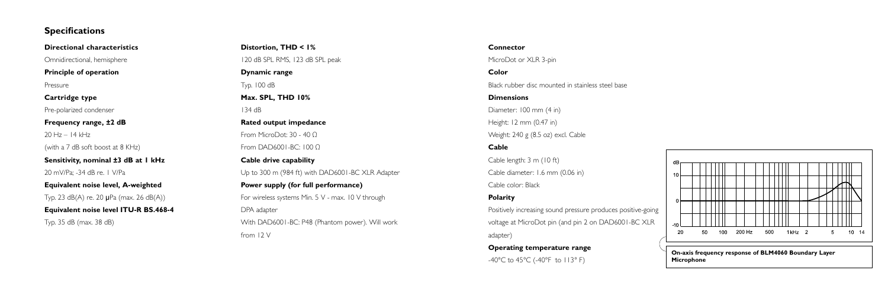## Specifications

**Directional characteristics**

Omnidirectional, hemisphere

**Principle of operation**

Pressure

**Cartridge type**

Pre-polarized condenser

**Frequency range, ±2 dB**

20 Hz – 14 kHz

(with a 7 dB soft boost at 8 KHz)

**Sensitivity, nominal ±3 dB at 1 kHz**

20 mV/Pa; -34 dB re. 1 V/Pa

**Equivalent noise level, A-weighted**

Typ. 23 dB(A) re. 20 µPa (max. 26 dB(A))

**Equivalent noise level ITU-R BS.468-4**

Typ. 35 dB (max. 38 dB)

**Distortion, THD < 1%**

120 dB SPL RMS, 123 dB SPL peak

**Dynamic range**

Typ. 100 dB

**Max. SPL, THD 10%**

134 dB

**Rated output impedance**

From MicroDot: 30 - 40 Ω

From DAD6001-BC: 100 Ω

**Cable drive capability**

Up to 300 m (984 ft) with DAD6001-BC XLR Adapter

**Power supply (for full performance)**

For wireless systems Min. 5 V - max. 10 V through DPA adapter

With DAD6001-BC: P48 (Phantom power). Will work from 12 V

**Connector**

MicroDot or XLR 3-pin

**Color**

Black rubber disc mounted in stainless steel base

**Dimensions**

Diameter: 100 mm (4 in)

Height: 12 mm (0.47 in)

Weight: 240 g (8.5 oz) excl. Cable

**Cable**

Cable length: 3 m (10 ft)

Cable diameter: 1.6 mm (0.06 in)

Cable color: Black

**Polarity**

Positively increasing sound pressure produces positive-going voltage at MicroDot pin (and pin 2 on DAD6001-BC XLR adapter)

**Operating temperature range**

-40°C to 45°C (-40°F to 113° F)

**On-axis frequency response of BLM4060 Boundary Layer Microphone**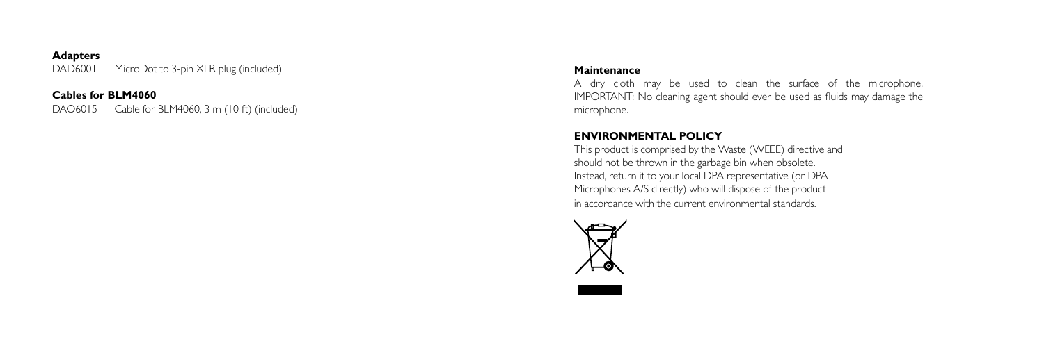**Adapters**

DAD6001 MicroDot to 3-pin XLR plug (included)

**Cables for BLM4060**

DAO6015 Cable for BLM4060, 3 m (10 ft) (included)

**Maintenance**

A dry cloth may be used to clean the surface of the microphone. IMPORTANT: No cleaning agent should ever be used as fluids may damage the microphone.

## ENVIRONMENTAL POLICY

This product is comprised by the Waste (WEEE) directive and should not be thrown in the garbage bin when obsolete. Instead, return it to your local DPA representative (or DPA Microphones A/S directly) who will dispose of the product in accordance with the current environmental standards.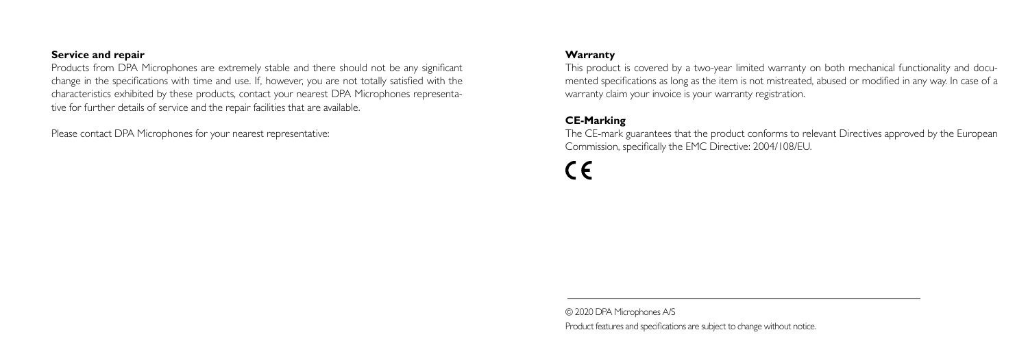## Service and repair

Products from DPA Microphones are extremely stable and there should not be any significant change in the specifications with time and use. If, however, you are not totally satisfied with the characteristics exhibited by these products, contact your nearest DPA Microphones representative for further details of service and the repair facilities that are available.

Please contact DPA Microphones for your nearest representative:

## Warranty

This product is covered by a two-year limited warranty on both mechanical functionality and documented specifications as long as the item is not mistreated, abused or modified in any way. In case of a warranty claim your invoice is your warranty registration.

## CE-Marking

The CE-mark guarantees that the product conforms to relevant Directives approved by the European Commission, specifically the EMC Directive: 2004/108/EU.

CE

© 2020 DPA Microphones A/S

Product features and specifications are subject to change without notice.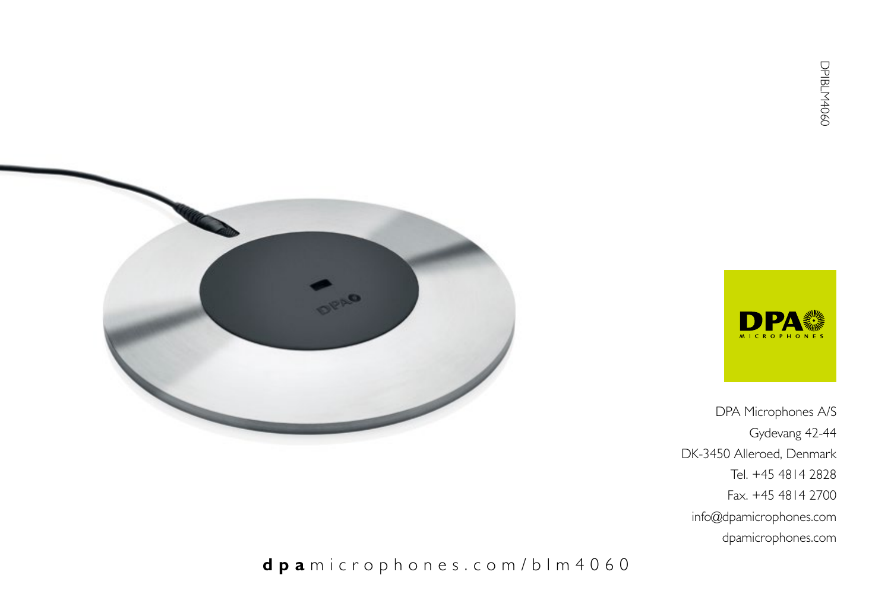DPIBLM4060

DPA MICROPHONES

DPA Microphones A/S
Gydevang 42-44
DK-3450 Alleroed, Denmark
Tel. +45 4814 2828
Fax. +45 4814 2700
info@dpamicrophones.com
dpamicrophones.com

**dpa**microphones.com/blm4060